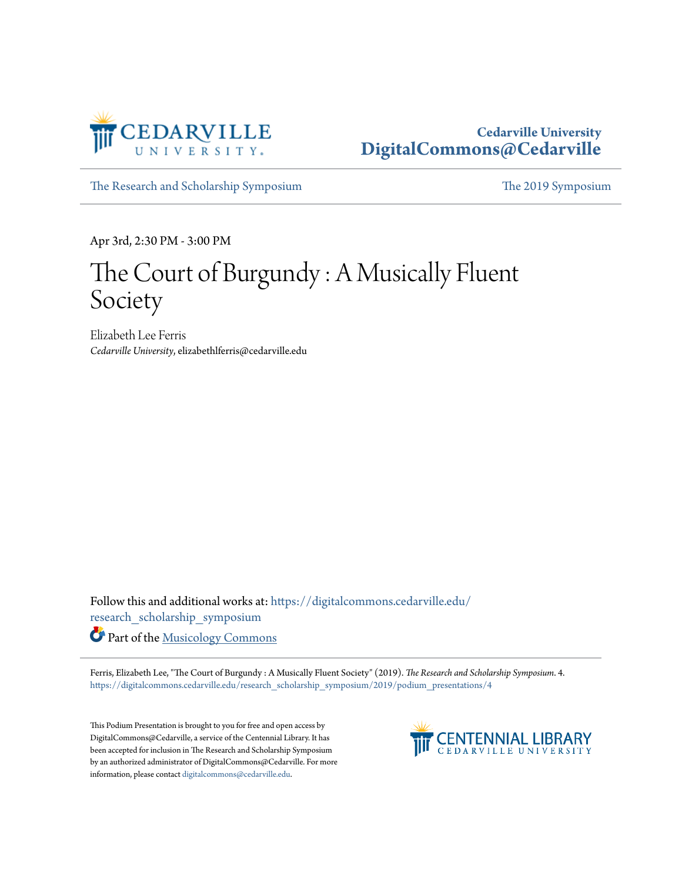Cedarville University
**DigitalCommons@Cedarville**

The Research and Scholarship Symposium | The 2019 Symposium

Apr 3rd, 2:30 PM - 3:00 PM

# The Court of Burgundy : A Musically Fluent Society

Elizabeth Lee Ferris
*Cedarville University*, elizabethlferris@cedarville.edu

Follow this and additional works at: https://digitalcommons.cedarville.edu/research_scholarship_symposium

Part of the Musicology Commons

Ferris, Elizabeth Lee, "The Court of Burgundy : A Musically Fluent Society" (2019). *The Research and Scholarship Symposium*. 4.
https://digitalcommons.cedarville.edu/research_scholarship_symposium/2019/podium_presentations/4

This Podium Presentation is brought to you for free and open access by DigitalCommons@Cedarville, a service of the Centennial Library. It has been accepted for inclusion in The Research and Scholarship Symposium by an authorized administrator of DigitalCommons@Cedarville. For more information, please contact digitalcommons@cedarville.edu.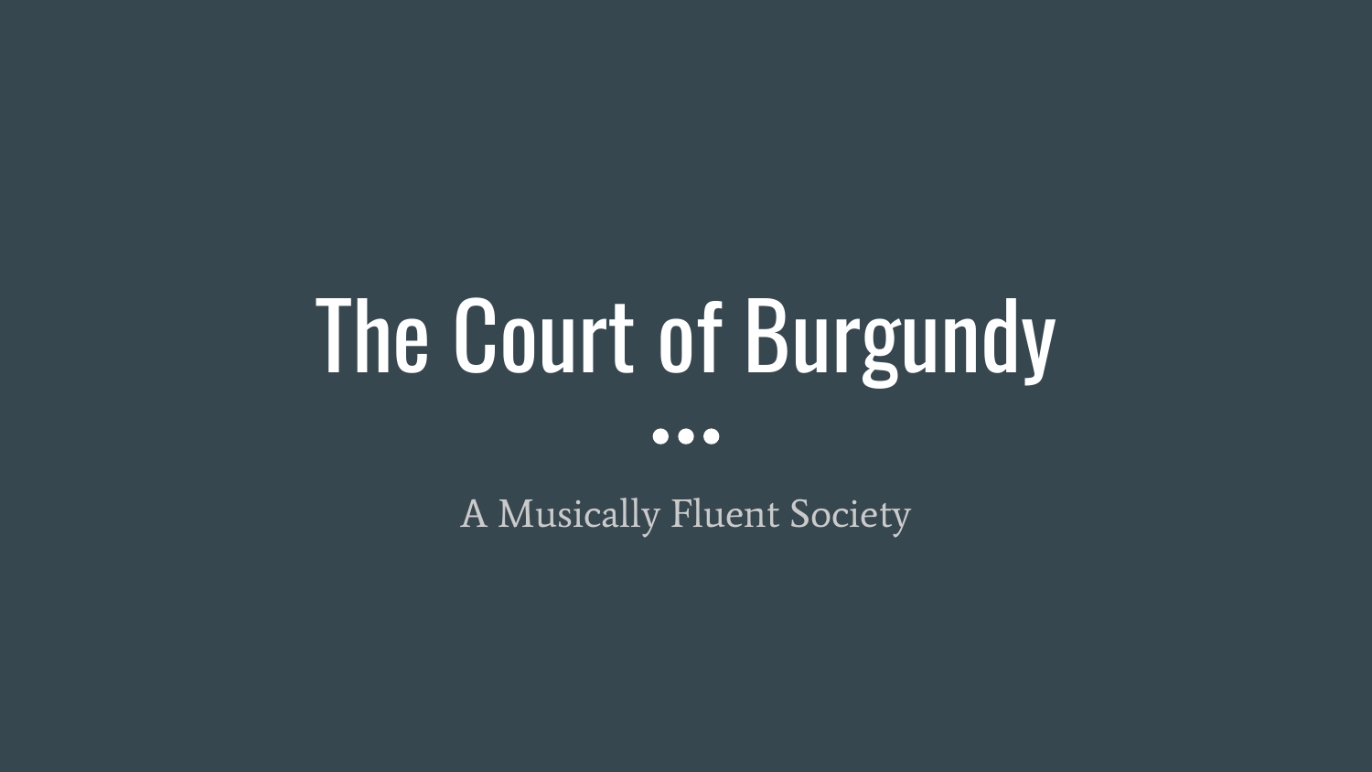# The Court of Burgundy

A Musically Fluent Society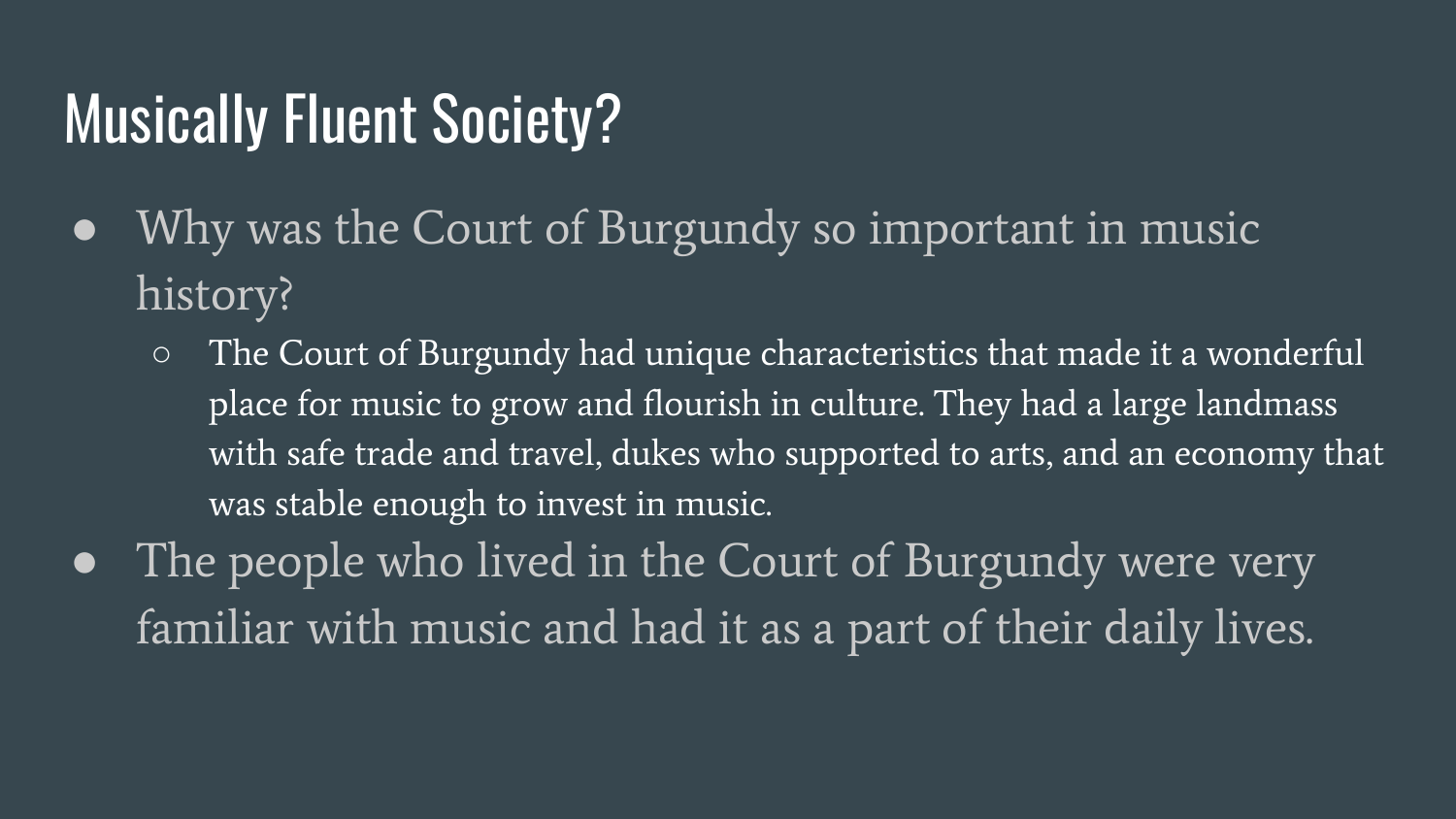# Musically Fluent Society?

- Why was the Court of Burgundy so important in music history?
  - The Court of Burgundy had unique characteristics that made it a wonderful place for music to grow and flourish in culture. They had a large landmass with safe trade and travel, dukes who supported to arts, and an economy that was stable enough to invest in music.
- The people who lived in the Court of Burgundy were very familiar with music and had it as a part of their daily lives.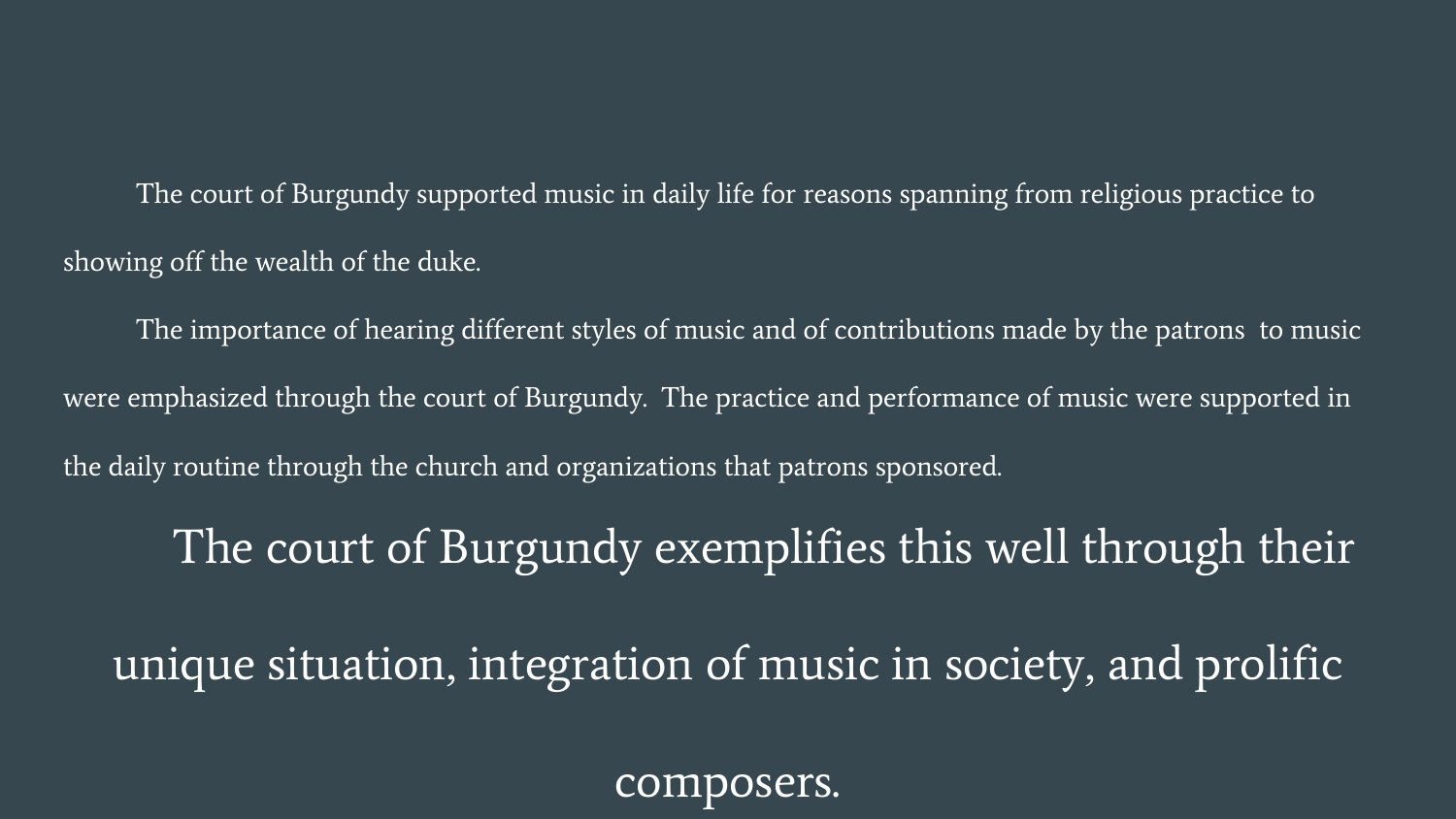The court of Burgundy supported music in daily life for reasons spanning from religious practice to showing off the wealth of the duke.

The importance of hearing different styles of music and of contributions made by the patrons to music were emphasized through the court of Burgundy. The practice and performance of music were supported in the daily routine through the church and organizations that patrons sponsored.

The court of Burgundy exemplifies this well through their unique situation, integration of music in society, and prolific composers.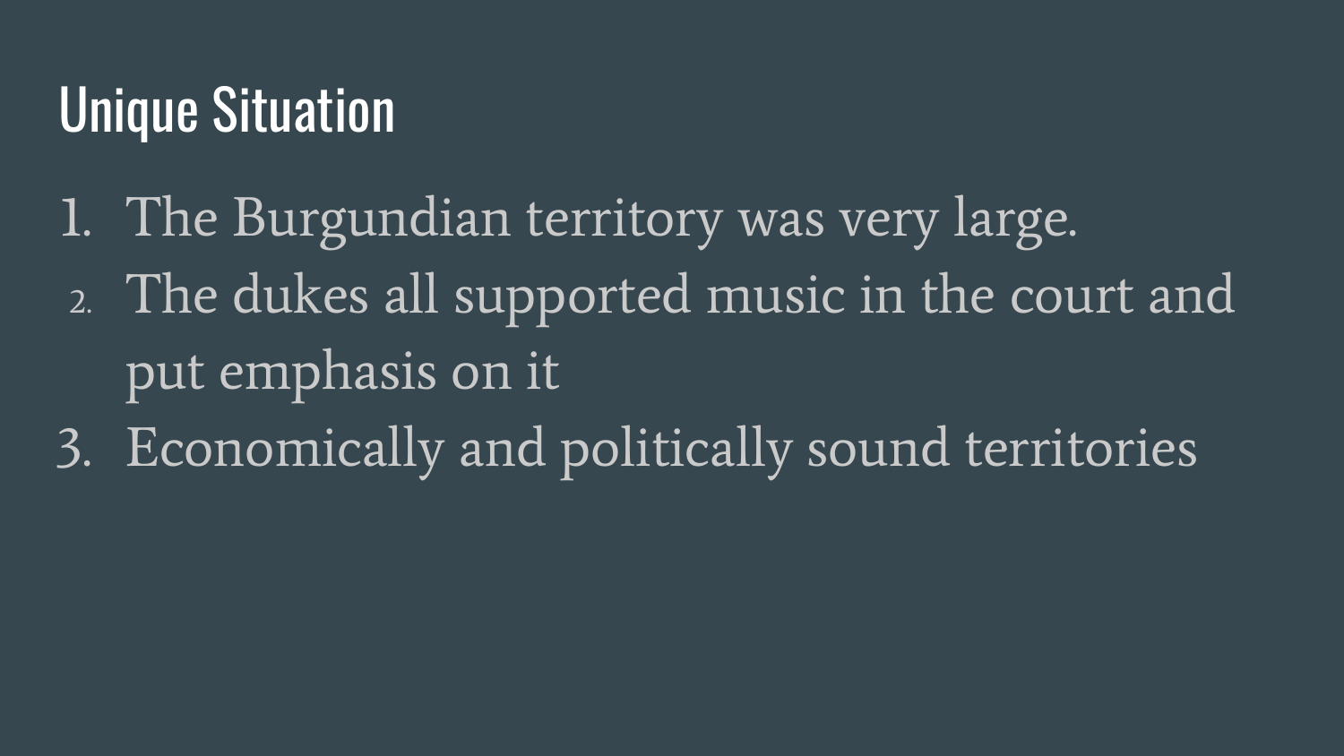# Unique Situation

1. The Burgundian territory was very large.
2. The dukes all supported music in the court and put emphasis on it
3. Economically and politically sound territories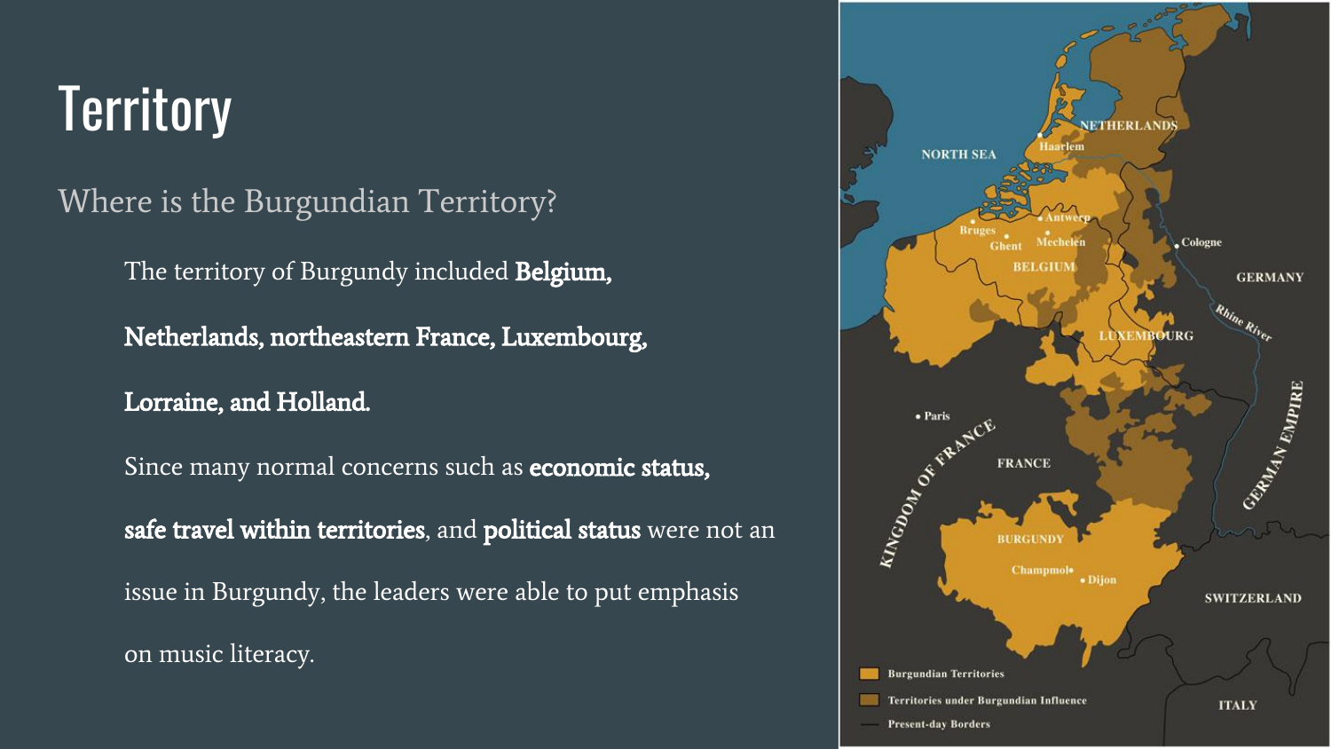# Territory

## Where is the Burgundian Territory?

The territory of Burgundy included **Belgium, Netherlands, northeastern France, Luxembourg, Lorraine, and Holland.**

Since many normal concerns such as **economic status, safe travel within territories**, and **political status** were not an issue in Burgundy, the leaders were able to put emphasis on music literacy.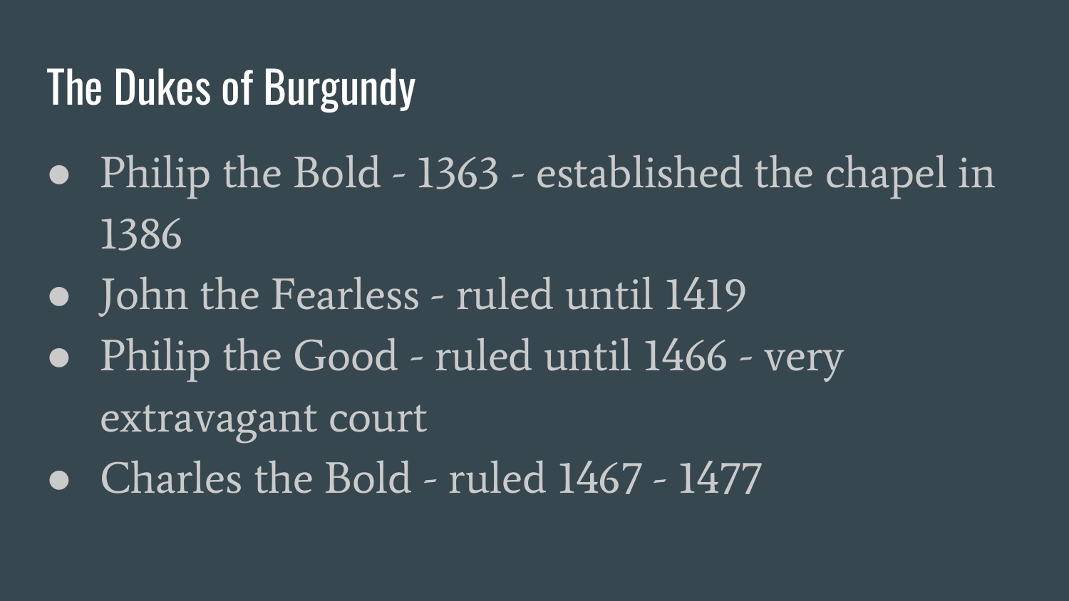# The Dukes of Burgundy

- Philip the Bold - 1363 - established the chapel in 1386
- John the Fearless - ruled until 1419
- Philip the Good - ruled until 1466 - very extravagant court
- Charles the Bold - ruled 1467 - 1477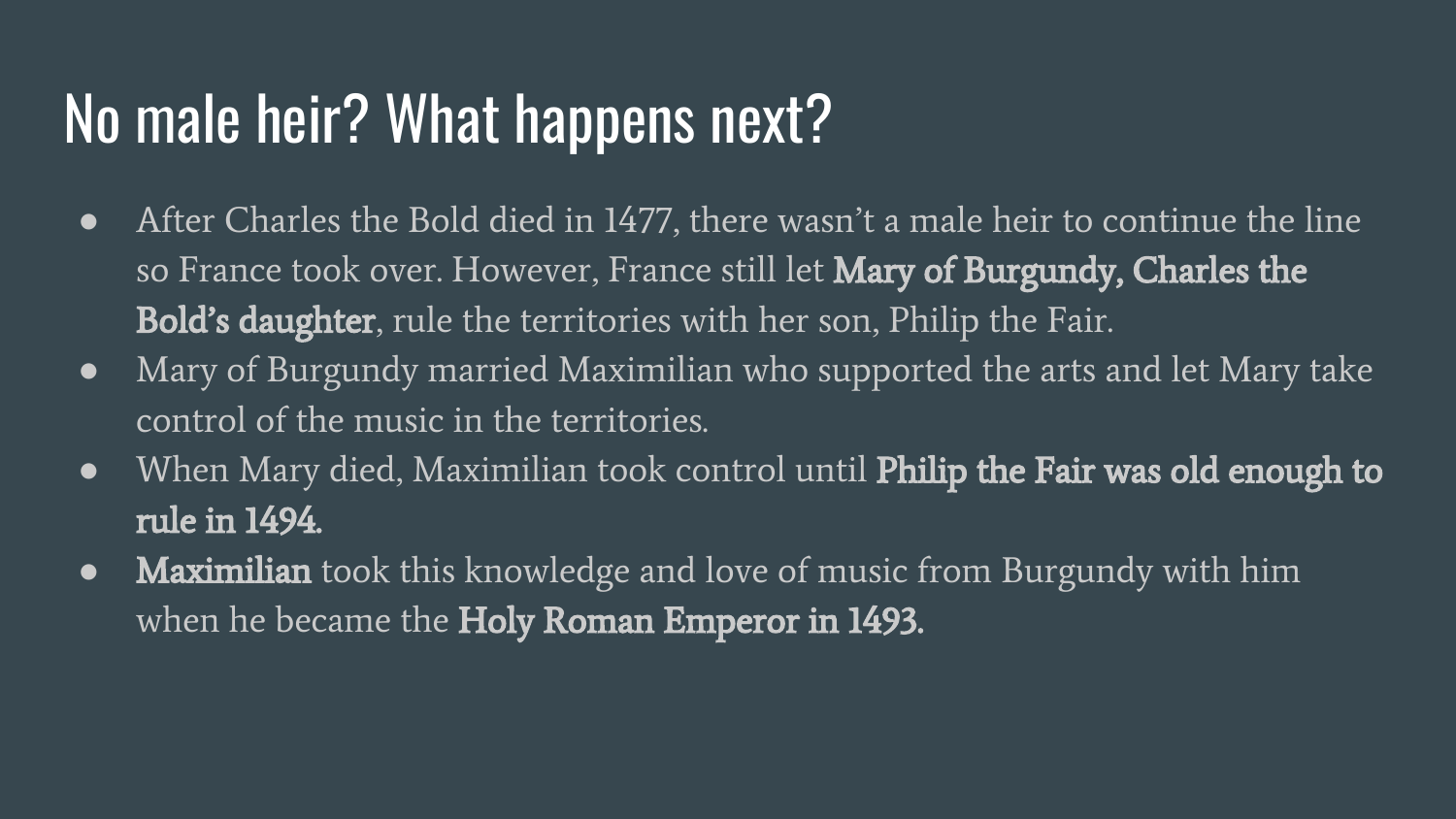# No male heir? What happens next?

- After Charles the Bold died in 1477, there wasn't a male heir to continue the line so France took over. However, France still let **Mary of Burgundy, Charles the Bold's daughter**, rule the territories with her son, Philip the Fair.
- Mary of Burgundy married Maximilian who supported the arts and let Mary take control of the music in the territories.
- When Mary died, Maximilian took control until **Philip the Fair was old enough to rule in 1494.**
- **Maximilian** took this knowledge and love of music from Burgundy with him when he became the **Holy Roman Emperor in 1493.**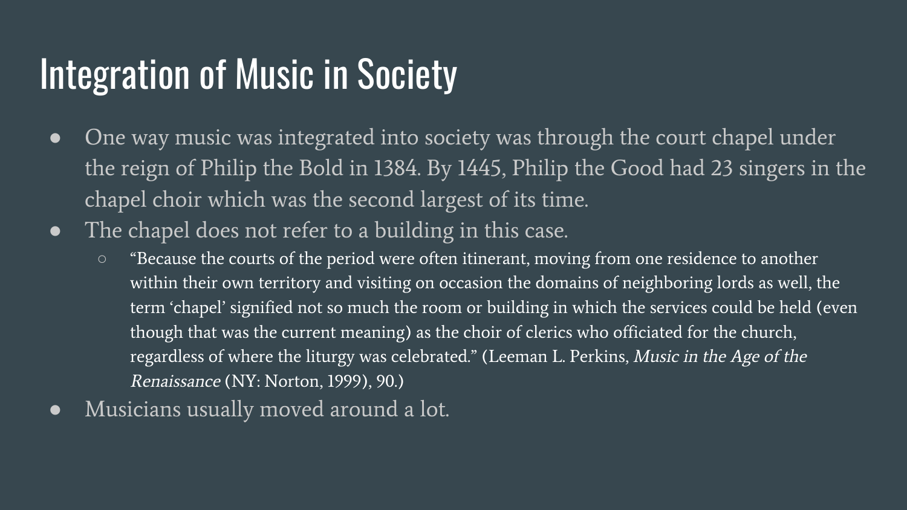# Integration of Music in Society

- One way music was integrated into society was through the court chapel under the reign of Philip the Bold in 1384. By 1445, Philip the Good had 23 singers in the chapel choir which was the second largest of its time.
- The chapel does not refer to a building in this case.
  - "Because the courts of the period were often itinerant, moving from one residence to another within their own territory and visiting on occasion the domains of neighboring lords as well, the term 'chapel' signified not so much the room or building in which the services could be held (even though that was the current meaning) as the choir of clerics who officiated for the church, regardless of where the liturgy was celebrated." (Leeman L. Perkins, *Music in the Age of the Renaissance* (NY: Norton, 1999), 90.)
- Musicians usually moved around a lot.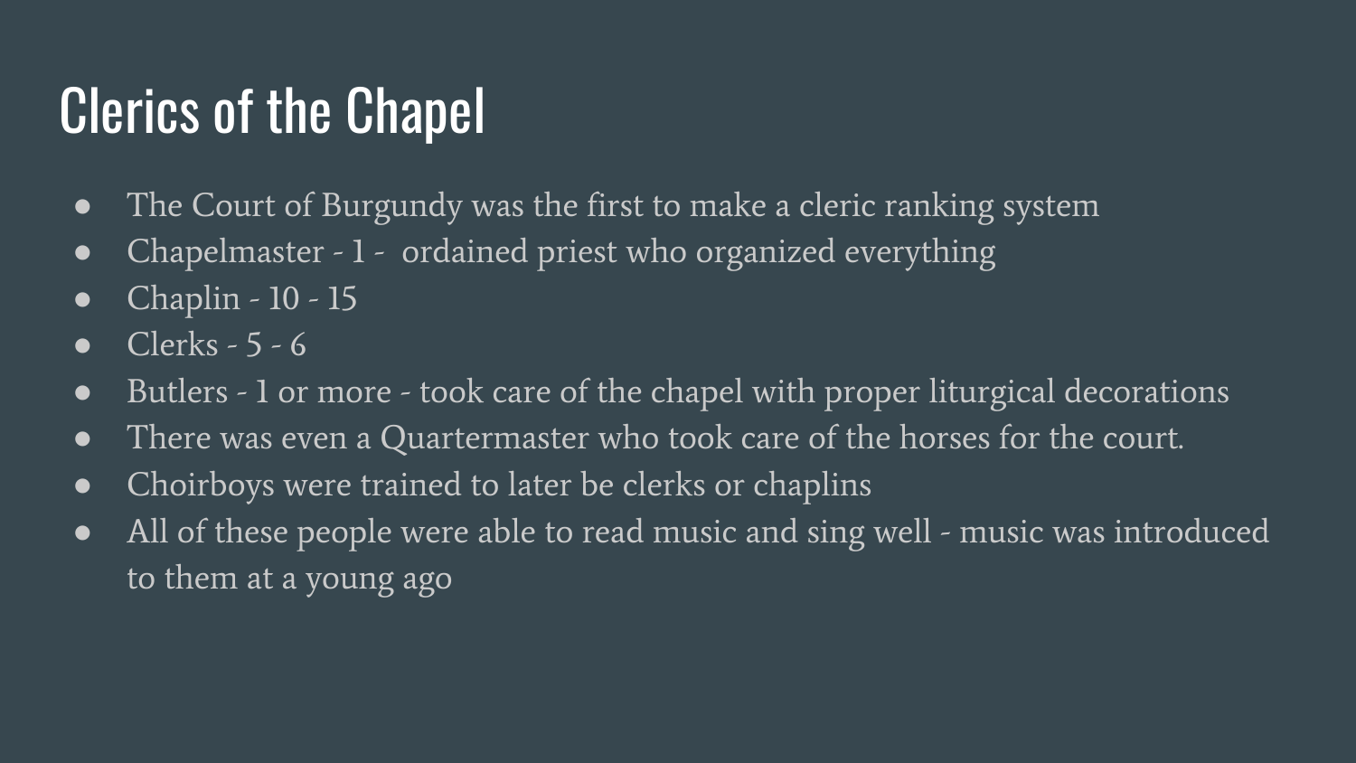# Clerics of the Chapel

- The Court of Burgundy was the first to make a cleric ranking system
- Chapelmaster - 1 -  ordained priest who organized everything
- Chaplin - 10 - 15
- Clerks - 5 - 6
- Butlers - 1 or more - took care of the chapel with proper liturgical decorations
- There was even a Quartermaster who took care of the horses for the court.
- Choirboys were trained to later be clerks or chaplins
- All of these people were able to read music and sing well - music was introduced to them at a young ago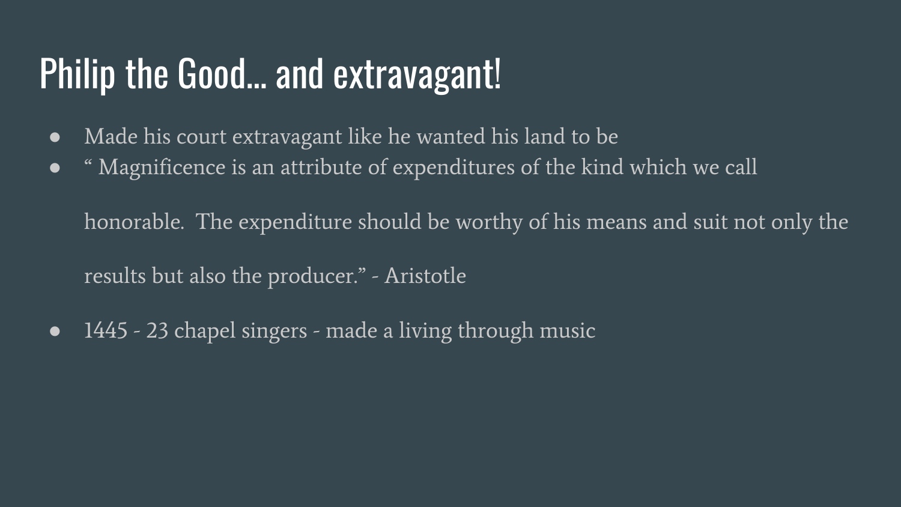# Philip the Good… and extravagant!

- Made his court extravagant like he wanted his land to be
- “ Magnificence is an attribute of expenditures of the kind which we call honorable. The expenditure should be worthy of his means and suit not only the results but also the producer.” - Aristotle
- 1445 - 23 chapel singers - made a living through music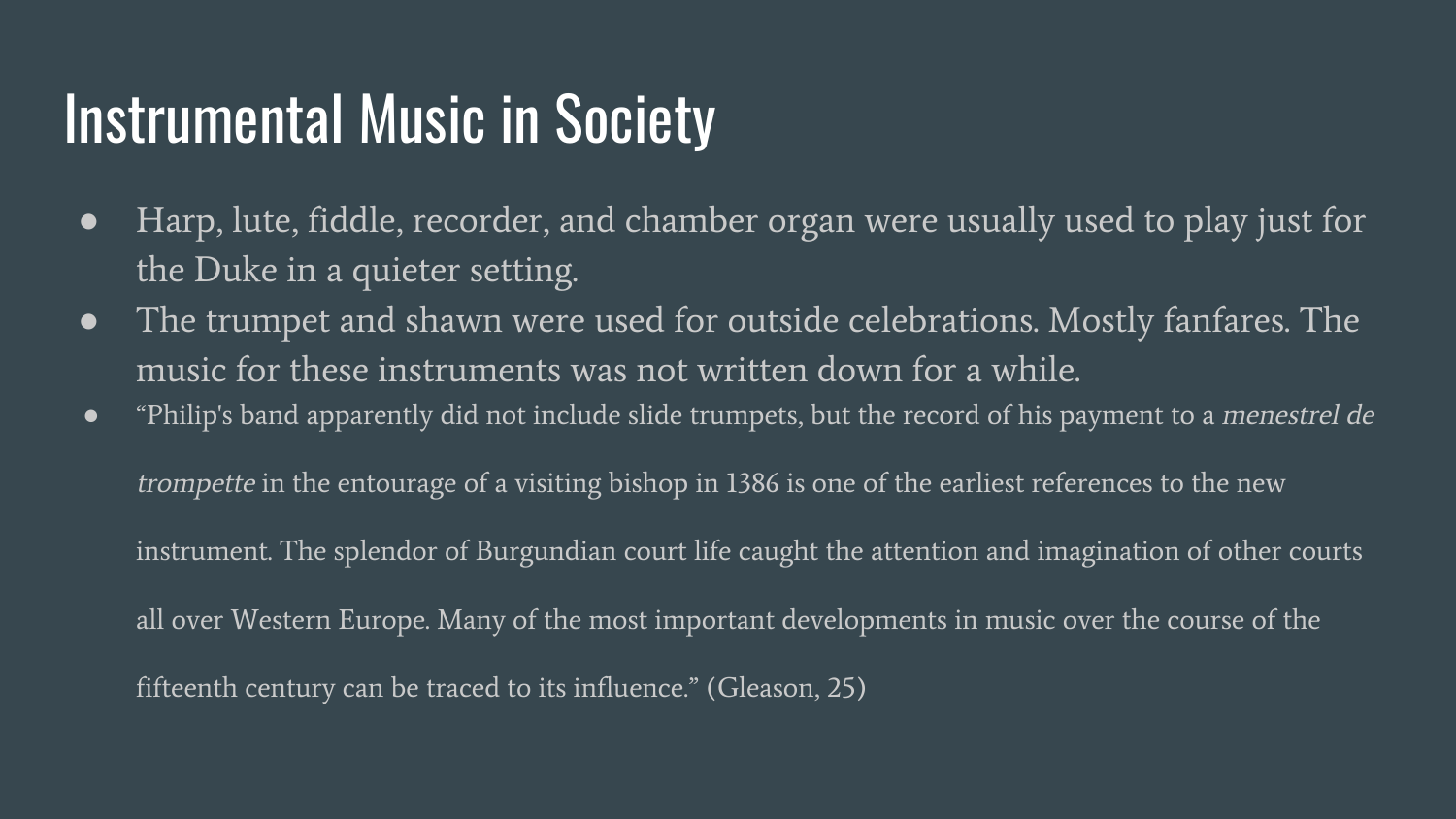# Instrumental Music in Society

- Harp, lute, fiddle, recorder, and chamber organ were usually used to play just for the Duke in a quieter setting.
- The trumpet and shawn were used for outside celebrations. Mostly fanfares. The music for these instruments was not written down for a while.
- "Philip's band apparently did not include slide trumpets, but the record of his payment to a *menestrel de trompette* in the entourage of a visiting bishop in 1386 is one of the earliest references to the new instrument. The splendor of Burgundian court life caught the attention and imagination of other courts all over Western Europe. Many of the most important developments in music over the course of the fifteenth century can be traced to its influence." (Gleason, 25)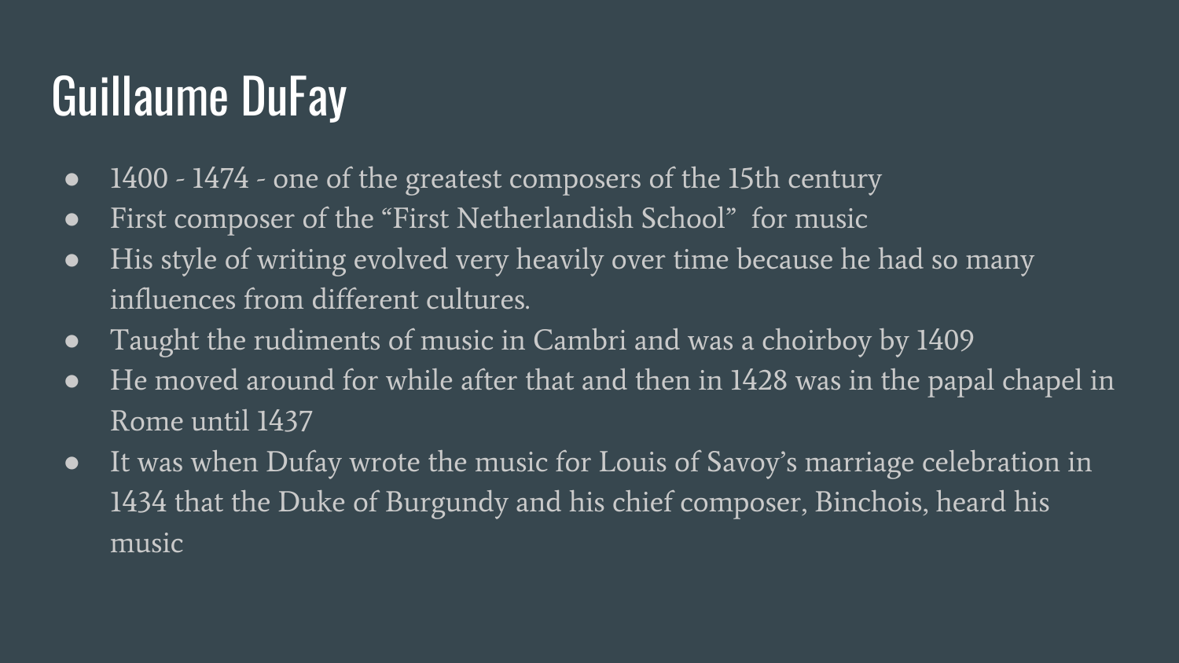# Guillaume DuFay

- 1400 - 1474 - one of the greatest composers of the 15th century
- First composer of the “First Netherlandish School” for music
- His style of writing evolved very heavily over time because he had so many influences from different cultures.
- Taught the rudiments of music in Cambri and was a choirboy by 1409
- He moved around for while after that and then in 1428 was in the papal chapel in Rome until 1437
- It was when Dufay wrote the music for Louis of Savoy’s marriage celebration in 1434 that the Duke of Burgundy and his chief composer, Binchois, heard his music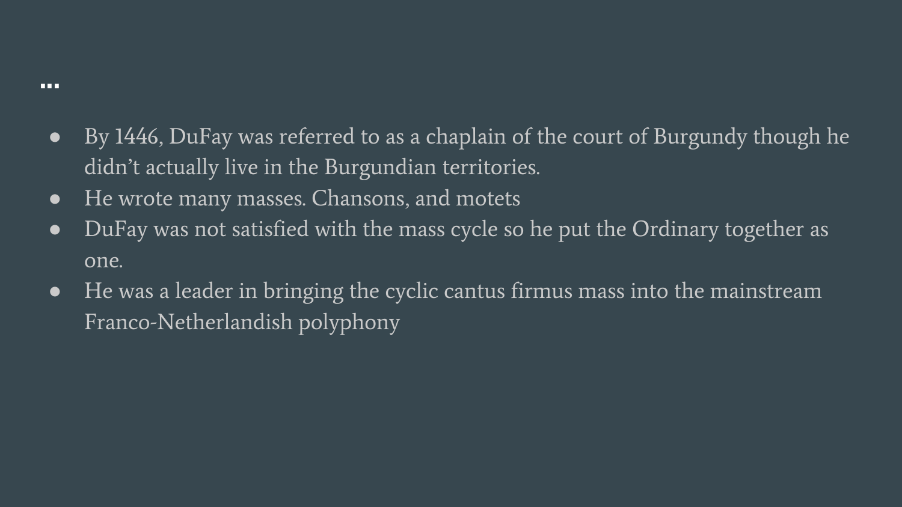## ...

- By 1446, DuFay was referred to as a chaplain of the court of Burgundy though he didn't actually live in the Burgundian territories.
- He wrote many masses. Chansons, and motets
- DuFay was not satisfied with the mass cycle so he put the Ordinary together as one.
- He was a leader in bringing the cyclic cantus firmus mass into the mainstream Franco-Netherlandish polyphony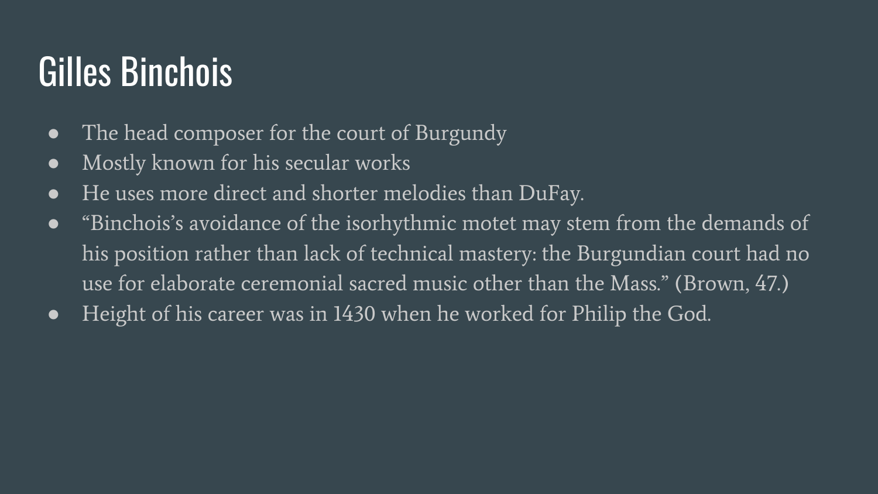# Gilles Binchois

- The head composer for the court of Burgundy
- Mostly known for his secular works
- He uses more direct and shorter melodies than DuFay.
- “Binchois’s avoidance of the isorhythmic motet may stem from the demands of his position rather than lack of technical mastery: the Burgundian court had no use for elaborate ceremonial sacred music other than the Mass.” (Brown, 47.)
- Height of his career was in 1430 when he worked for Philip the God.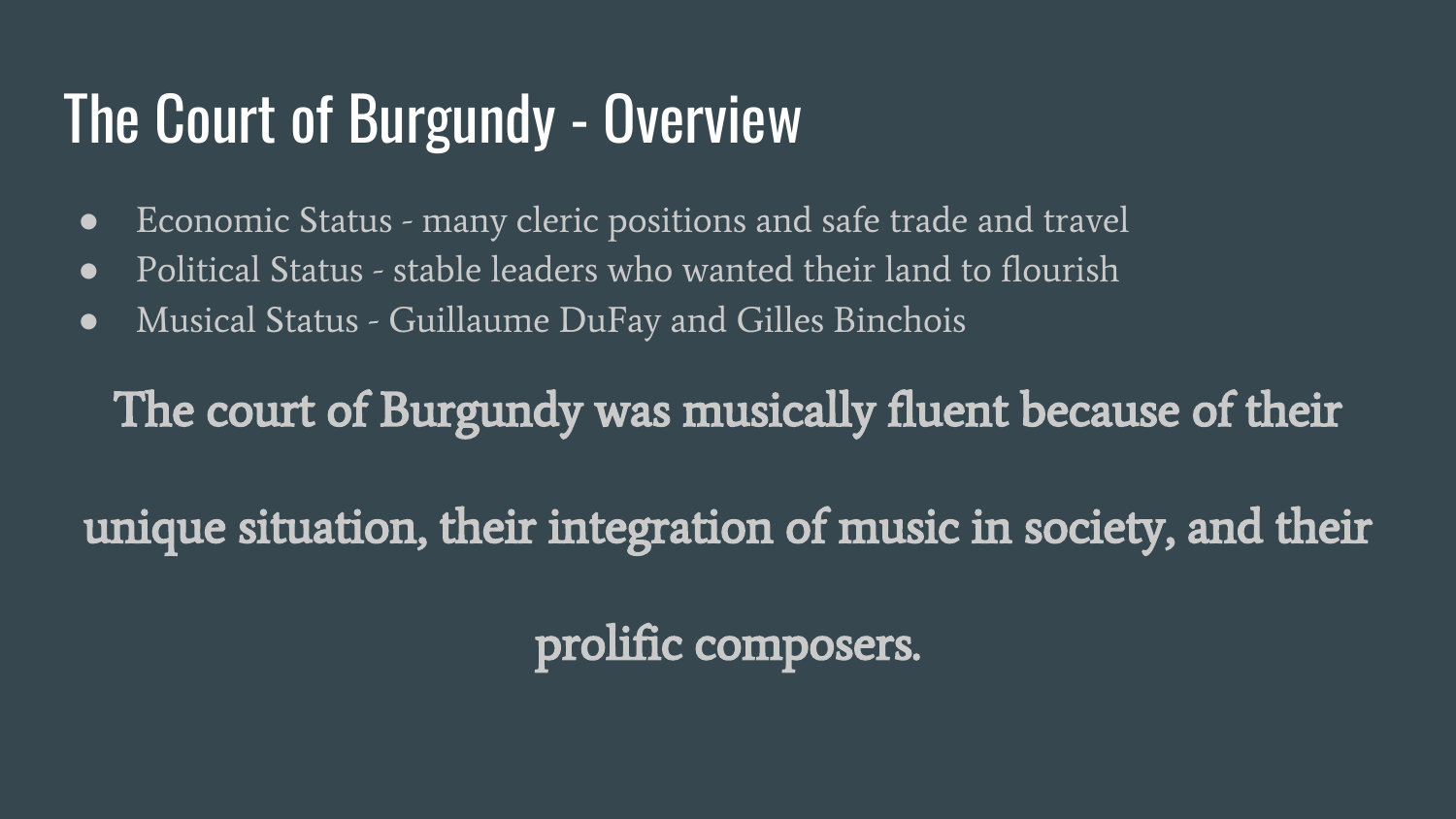# The Court of Burgundy - Overview

- Economic Status - many cleric positions and safe trade and travel
- Political Status - stable leaders who wanted their land to flourish
- Musical Status - Guillaume DuFay and Gilles Binchois

**The court of Burgundy was musically fluent because of their unique situation, their integration of music in society, and their prolific composers.**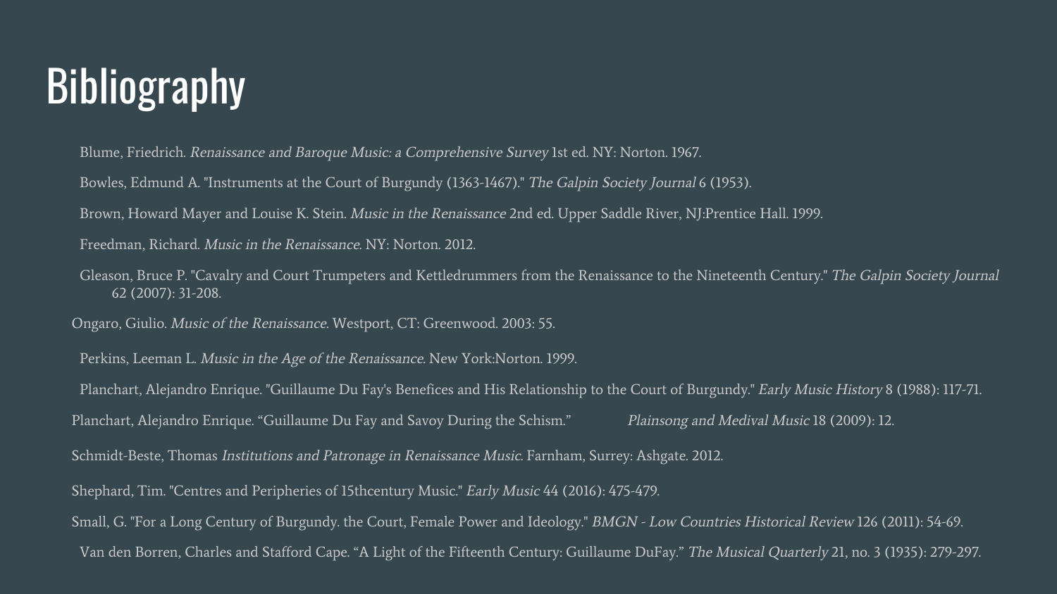# Bibliography

Blume, Friedrich. *Renaissance and Baroque Music: a Comprehensive Survey* 1st ed. NY: Norton. 1967.

Bowles, Edmund A. "Instruments at the Court of Burgundy (1363-1467)." *The Galpin Society Journal* 6 (1953).

Brown, Howard Mayer and Louise K. Stein. *Music in the Renaissance* 2nd ed. Upper Saddle River, NJ:Prentice Hall. 1999.

Freedman, Richard. *Music in the Renaissance*. NY: Norton. 2012.

Gleason, Bruce P. "Cavalry and Court Trumpeters and Kettledrummers from the Renaissance to the Nineteenth Century." *The Galpin Society Journal* 62 (2007): 31-208.

Ongaro, Giulio. *Music of the Renaissance*. Westport, CT: Greenwood. 2003: 55.

Perkins, Leeman L. *Music in the Age of the Renaissance*. New York:Norton. 1999.

Planchart, Alejandro Enrique. "Guillaume Du Fay's Benefices and His Relationship to the Court of Burgundy." *Early Music History* 8 (1988): 117-71.

Planchart, Alejandro Enrique. "Guillaume Du Fay and Savoy During the Schism." *Plainsong and Medival Music* 18 (2009): 12.

Schmidt-Beste, Thomas *Institutions and Patronage in Renaissance Music*. Farnham, Surrey: Ashgate. 2012.

Shephard, Tim. "Centres and Peripheries of 15thcentury Music." *Early Music* 44 (2016): 475-479.

Small, G. "For a Long Century of Burgundy. the Court, Female Power and Ideology." *BMGN - Low Countries Historical Review* 126 (2011): 54-69.

Van den Borren, Charles and Stafford Cape. "A Light of the Fifteenth Century: Guillaume DuFay." *The Musical Quarterly* 21, no. 3 (1935): 279-297.